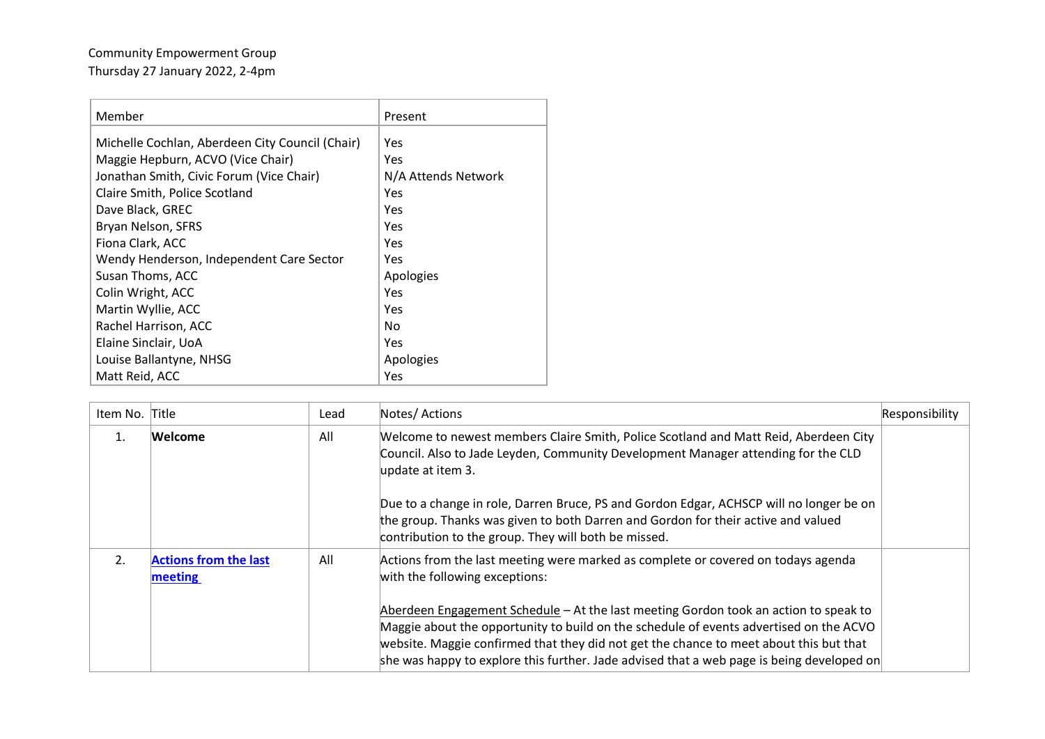Community Empowerment Group
Thursday 27 January 2022, 2-4pm

| Member | Present |
|---|---|
| Michelle Cochlan, Aberdeen City Council (Chair) | Yes |
| Maggie Hepburn, ACVO (Vice Chair) | Yes |
| Jonathan Smith, Civic Forum (Vice Chair) | N/A Attends Network |
| Claire Smith, Police Scotland | Yes |
| Dave Black, GREC | Yes |
| Bryan Nelson, SFRS | Yes |
| Fiona Clark, ACC | Yes |
| Wendy Henderson, Independent Care Sector | Yes |
| Susan Thoms, ACC | Apologies |
| Colin Wright, ACC | Yes |
| Martin Wyllie, ACC | Yes |
| Rachel Harrison, ACC | No |
| Elaine Sinclair, UoA | Yes |
| Louise Ballantyne, NHSG | Apologies |
| Matt Reid, ACC | Yes |

| Item No. | Title | Lead | Notes/ Actions | Responsibility |
|---|---|---|---|---|
| 1. | **Welcome** | All | Welcome to newest members Claire Smith, Police Scotland and Matt Reid, Aberdeen City Council. Also to Jade Leyden, Community Development Manager attending for the CLD update at item 3.<br><br>Due to a change in role, Darren Bruce, PS and Gordon Edgar, ACHSCP will no longer be on the group. Thanks was given to both Darren and Gordon for their active and valued contribution to the group. They will both be missed. | |
| 2. | **Actions from the last meeting** | All | Actions from the last meeting were marked as complete or covered on todays agenda with the following exceptions:<br><br>Aberdeen Engagement Schedule – At the last meeting Gordon took an action to speak to Maggie about the opportunity to build on the schedule of events advertised on the ACVO website. Maggie confirmed that they did not get the chance to meet about this but that she was happy to explore this further. Jade advised that a web page is being developed on | |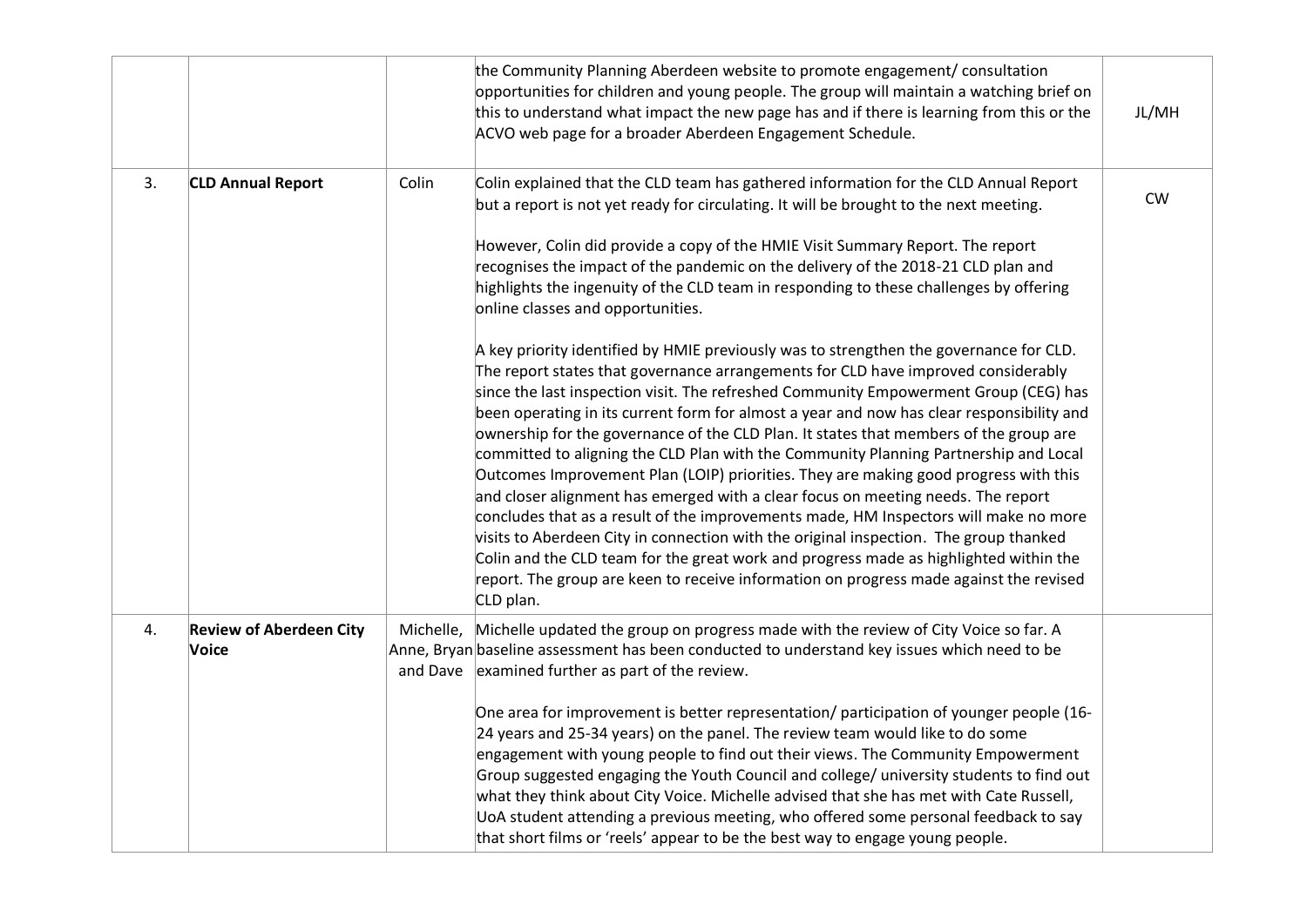| | | | | |
|---|---|---|---|---|
| | | | the Community Planning Aberdeen website to promote engagement/ consultation opportunities for children and young people. The group will maintain a watching brief on this to understand what impact the new page has and if there is learning from this or the ACVO web page for a broader Aberdeen Engagement Schedule. | JL/MH |
| 3. | **CLD Annual Report** | Colin | Colin explained that the CLD team has gathered information for the CLD Annual Report but a report is not yet ready for circulating. It will be brought to the next meeting.<br><br>However, Colin did provide a copy of the HMIE Visit Summary Report. The report recognises the impact of the pandemic on the delivery of the 2018-21 CLD plan and highlights the ingenuity of the CLD team in responding to these challenges by offering online classes and opportunities.<br><br>A key priority identified by HMIE previously was to strengthen the governance for CLD. The report states that governance arrangements for CLD have improved considerably since the last inspection visit. The refreshed Community Empowerment Group (CEG) has been operating in its current form for almost a year and now has clear responsibility and ownership for the governance of the CLD Plan. It states that members of the group are committed to aligning the CLD Plan with the Community Planning Partnership and Local Outcomes Improvement Plan (LOIP) priorities. They are making good progress with this and closer alignment has emerged with a clear focus on meeting needs. The report concludes that as a result of the improvements made, HM Inspectors will make no more visits to Aberdeen City in connection with the original inspection. The group thanked Colin and the CLD team for the great work and progress made as highlighted within the report. The group are keen to receive information on progress made against the revised CLD plan. | CW |
| 4. | **Review of Aberdeen City Voice** | Michelle, Anne, Bryan and Dave | Michelle updated the group on progress made with the review of City Voice so far. A baseline assessment has been conducted to understand key issues which need to be examined further as part of the review.<br><br>One area for improvement is better representation/ participation of younger people (16-24 years and 25-34 years) on the panel. The review team would like to do some engagement with young people to find out their views. The Community Empowerment Group suggested engaging the Youth Council and college/ university students to find out what they think about City Voice. Michelle advised that she has met with Cate Russell, UoA student attending a previous meeting, who offered some personal feedback to say that short films or 'reels' appear to be the best way to engage young people. | |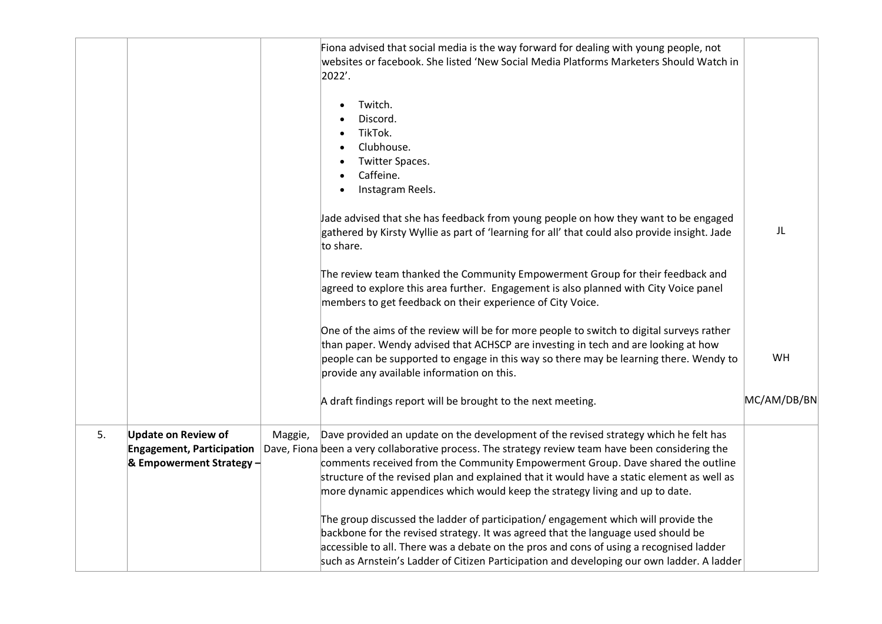| | | | | |
|---|---|---|---|---|
| | | | Fiona advised that social media is the way forward for dealing with young people, not websites or facebook. She listed 'New Social Media Platforms Marketers Should Watch in 2022'.<br><br>• Twitch.<br>• Discord.<br>• TikTok.<br>• Clubhouse.<br>• Twitter Spaces.<br>• Caffeine.<br>• Instagram Reels.<br><br>Jade advised that she has feedback from young people on how they want to be engaged gathered by Kirsty Wyllie as part of 'learning for all' that could also provide insight. Jade to share.<br><br>The review team thanked the Community Empowerment Group for their feedback and agreed to explore this area further. Engagement is also planned with City Voice panel members to get feedback on their experience of City Voice.<br><br>One of the aims of the review will be for more people to switch to digital surveys rather than paper. Wendy advised that ACHSCP are investing in tech and are looking at how people can be supported to engage in this way so there may be learning there. Wendy to provide any available information on this.<br><br>A draft findings report will be brought to the next meeting. | JL<br><br>WH<br><br>MC/AM/DB/BN |
| 5. | **Update on Review of Engagement, Participation & Empowerment Strategy –** | Maggie, Dave, Fiona | Dave provided an update on the development of the revised strategy which he felt has been a very collaborative process. The strategy review team have been considering the comments received from the Community Empowerment Group. Dave shared the outline structure of the revised plan and explained that it would have a static element as well as more dynamic appendices which would keep the strategy living and up to date.<br><br>The group discussed the ladder of participation/ engagement which will provide the backbone for the revised strategy. It was agreed that the language used should be accessible to all. There was a debate on the pros and cons of using a recognised ladder such as Arnstein's Ladder of Citizen Participation and developing our own ladder. A ladder | |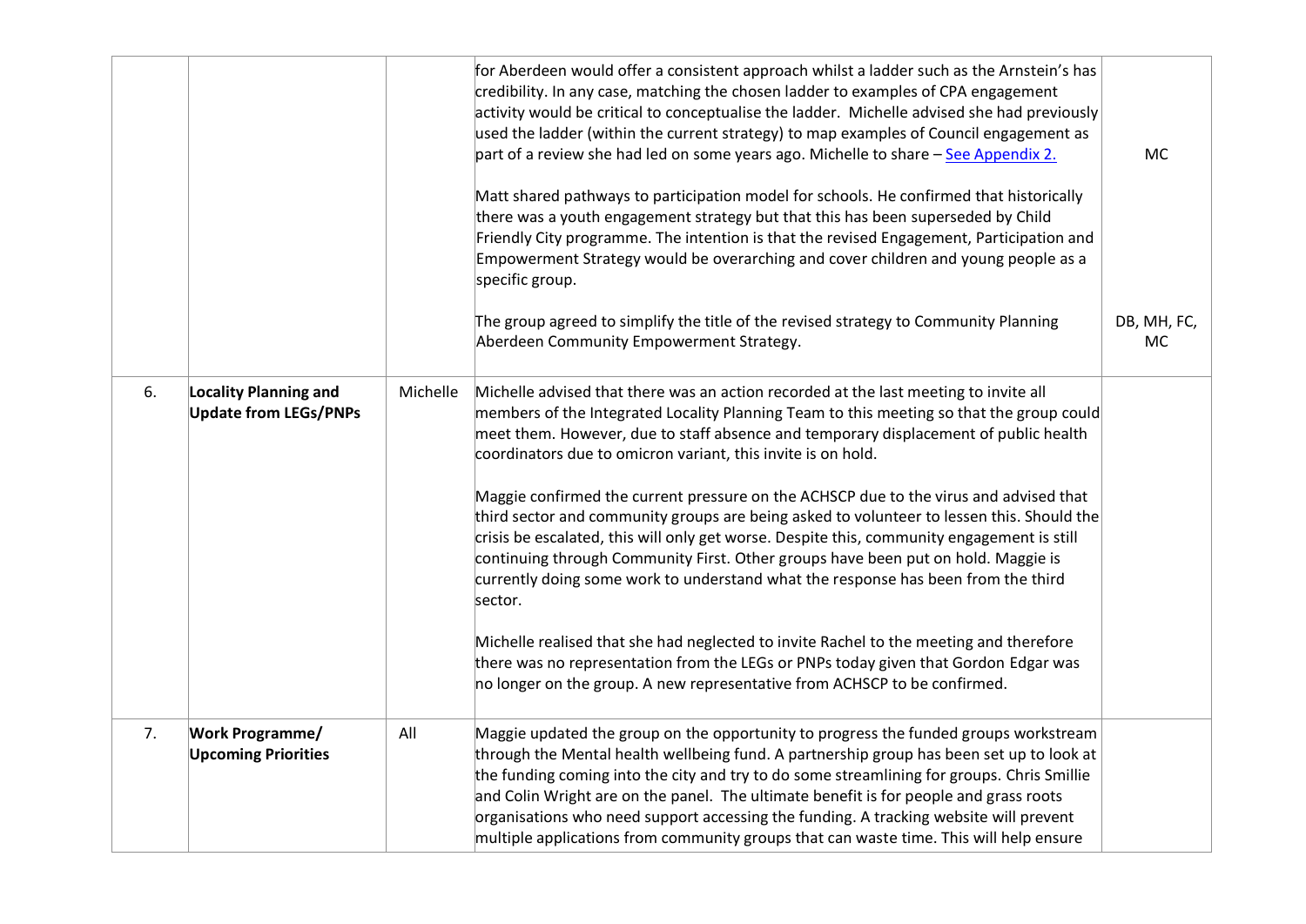|  |  |  | for Aberdeen would offer a consistent approach whilst a ladder such as the Arnstein's has credibility. In any case, matching the chosen ladder to examples of CPA engagement activity would be critical to conceptualise the ladder. Michelle advised she had previously used the ladder (within the current strategy) to map examples of Council engagement as part of a review she had led on some years ago. Michelle to share – See Appendix 2.<br><br>Matt shared pathways to participation model for schools. He confirmed that historically there was a youth engagement strategy but that this has been superseded by Child Friendly City programme. The intention is that the revised Engagement, Participation and Empowerment Strategy would be overarching and cover children and young people as a specific group.<br><br>The group agreed to simplify the title of the revised strategy to Community Planning Aberdeen Community Empowerment Strategy. | MC<br><br><br><br><br><br>DB, MH, FC, MC |
|---|---|---|---|---|
| 6. | **Locality Planning and Update from LEGs/PNPs** | Michelle | Michelle advised that there was an action recorded at the last meeting to invite all members of the Integrated Locality Planning Team to this meeting so that the group could meet them. However, due to staff absence and temporary displacement of public health coordinators due to omicron variant, this invite is on hold.<br><br>Maggie confirmed the current pressure on the ACHSCP due to the virus and advised that third sector and community groups are being asked to volunteer to lessen this. Should the crisis be escalated, this will only get worse. Despite this, community engagement is still continuing through Community First. Other groups have been put on hold. Maggie is currently doing some work to understand what the response has been from the third sector.<br><br>Michelle realised that she had neglected to invite Rachel to the meeting and therefore there was no representation from the LEGs or PNPs today given that Gordon Edgar was no longer on the group. A new representative from ACHSCP to be confirmed. |  |
| 7. | **Work Programme/ Upcoming Priorities** | All | Maggie updated the group on the opportunity to progress the funded groups workstream through the Mental health wellbeing fund. A partnership group has been set up to look at the funding coming into the city and try to do some streamlining for groups. Chris Smillie and Colin Wright are on the panel. The ultimate benefit is for people and grass roots organisations who need support accessing the funding. A tracking website will prevent multiple applications from community groups that can waste time. This will help ensure |  |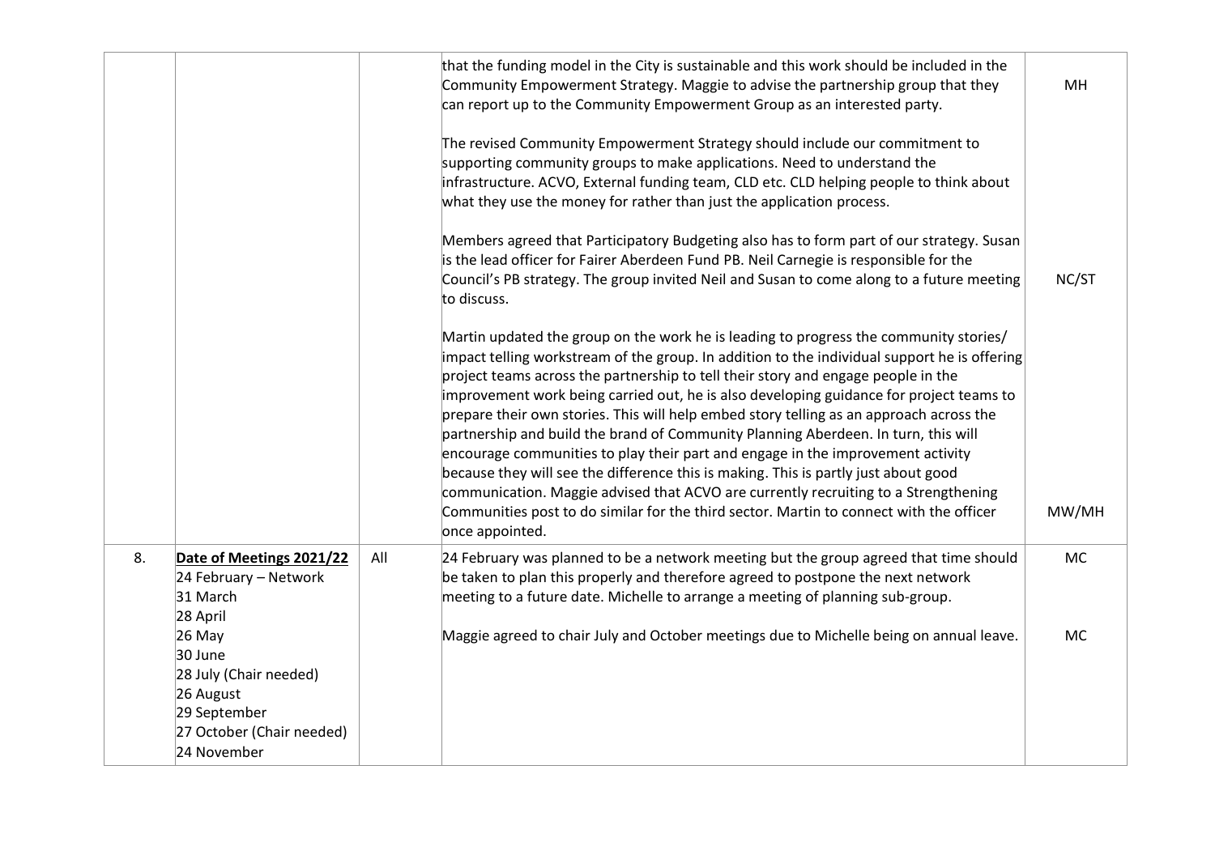| | | | | |
|---|---|---|---|---|
| | | | that the funding model in the City is sustainable and this work should be included in the Community Empowerment Strategy. Maggie to advise the partnership group that they can report up to the Community Empowerment Group as an interested party.<br><br>The revised Community Empowerment Strategy should include our commitment to supporting community groups to make applications. Need to understand the infrastructure. ACVO, External funding team, CLD etc. CLD helping people to think about what they use the money for rather than just the application process.<br><br>Members agreed that Participatory Budgeting also has to form part of our strategy. Susan is the lead officer for Fairer Aberdeen Fund PB. Neil Carnegie is responsible for the Council's PB strategy. The group invited Neil and Susan to come along to a future meeting to discuss.<br><br>Martin updated the group on the work he is leading to progress the community stories/ impact telling workstream of the group. In addition to the individual support he is offering project teams across the partnership to tell their story and engage people in the improvement work being carried out, he is also developing guidance for project teams to prepare their own stories. This will help embed story telling as an approach across the partnership and build the brand of Community Planning Aberdeen. In turn, this will encourage communities to play their part and engage in the improvement activity because they will see the difference this is making. This is partly just about good communication. Maggie advised that ACVO are currently recruiting to a Strengthening Communities post to do similar for the third sector. Martin to connect with the officer once appointed. | MH<br><br><br><br><br><br><br>NC/ST<br><br><br><br><br><br><br><br>MW/MH |
| 8. | **Date of Meetings 2021/22**<br>24 February – Network<br>31 March<br>28 April<br>26 May<br>30 June<br>28 July (Chair needed)<br>26 August<br>29 September<br>27 October (Chair needed)<br>24 November | All | 24 February was planned to be a network meeting but the group agreed that time should be taken to plan this properly and therefore agreed to postpone the next network meeting to a future date. Michelle to arrange a meeting of planning sub-group.<br><br>Maggie agreed to chair July and October meetings due to Michelle being on annual leave. | MC<br><br><br>MC |